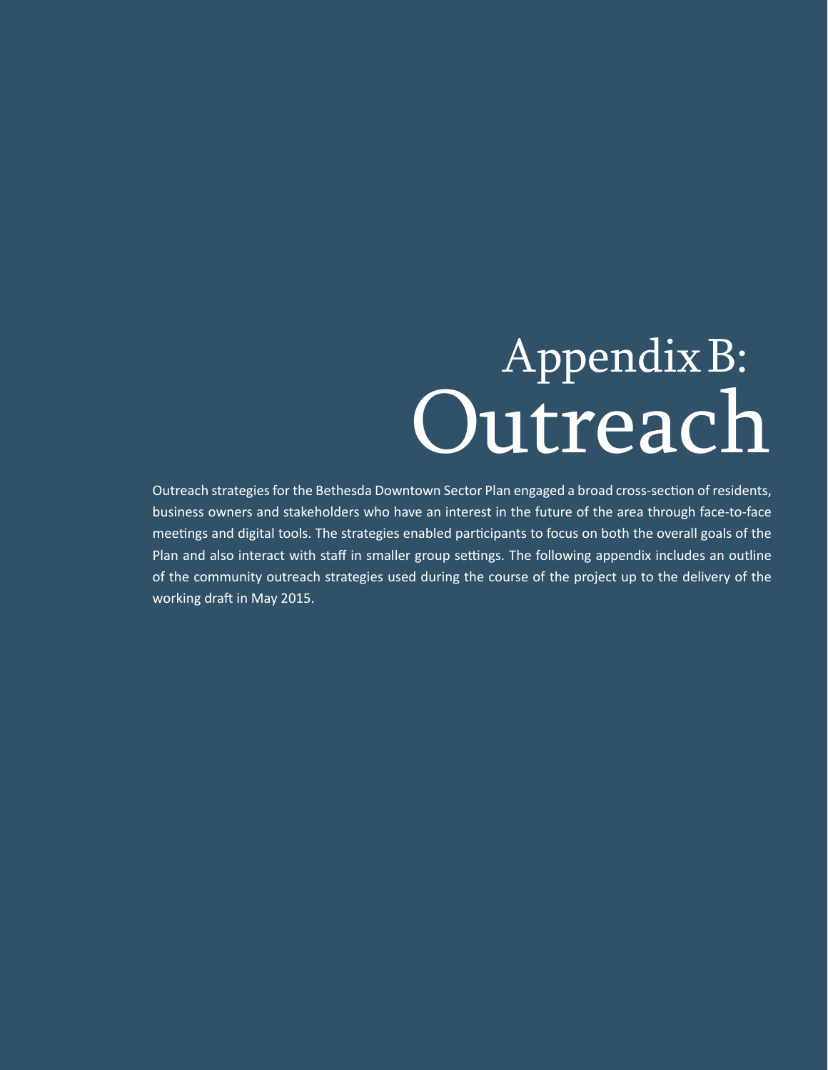# Appendix B: Outreach

Outreach strategies for the Bethesda Downtown Sector Plan engaged a broad cross-section of residents, business owners and stakeholders who have an interest in the future of the area through face-to-face meetings and digital tools. The strategies enabled participants to focus on both the overall goals of the Plan and also interact with staff in smaller group settings. The following appendix includes an outline of the community outreach strategies used during the course of the project up to the delivery of the working draft in May 2015.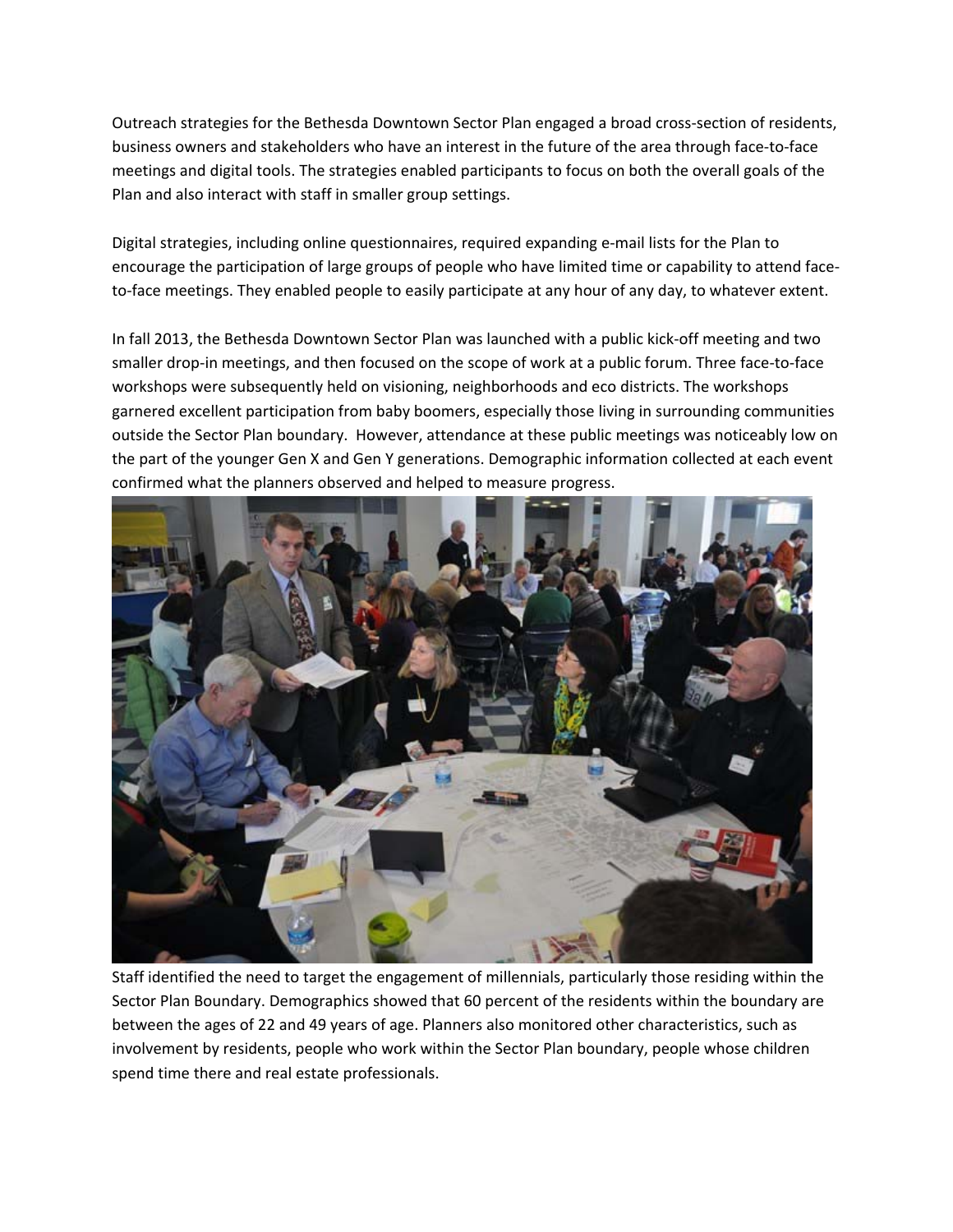Outreach strategies for the Bethesda Downtown Sector Plan engaged a broad cross-section of residents, business owners and stakeholders who have an interest in the future of the area through face-to-face meetings and digital tools. The strategies enabled participants to focus on both the overall goals of the Plan and also interact with staff in smaller group settings.

Digital strategies, including online questionnaires, required expanding e-mail lists for the Plan to encourage the participation of large groups of people who have limited time or capability to attend face-to-face meetings. They enabled people to easily participate at any hour of any day, to whatever extent.

In fall 2013, the Bethesda Downtown Sector Plan was launched with a public kick-off meeting and two smaller drop-in meetings, and then focused on the scope of work at a public forum. Three face-to-face workshops were subsequently held on visioning, neighborhoods and eco districts. The workshops garnered excellent participation from baby boomers, especially those living in surrounding communities outside the Sector Plan boundary. However, attendance at these public meetings was noticeably low on the part of the younger Gen X and Gen Y generations. Demographic information collected at each event confirmed what the planners observed and helped to measure progress.

Staff identified the need to target the engagement of millennials, particularly those residing within the Sector Plan Boundary. Demographics showed that 60 percent of the residents within the boundary are between the ages of 22 and 49 years of age. Planners also monitored other characteristics, such as involvement by residents, people who work within the Sector Plan boundary, people whose children spend time there and real estate professionals.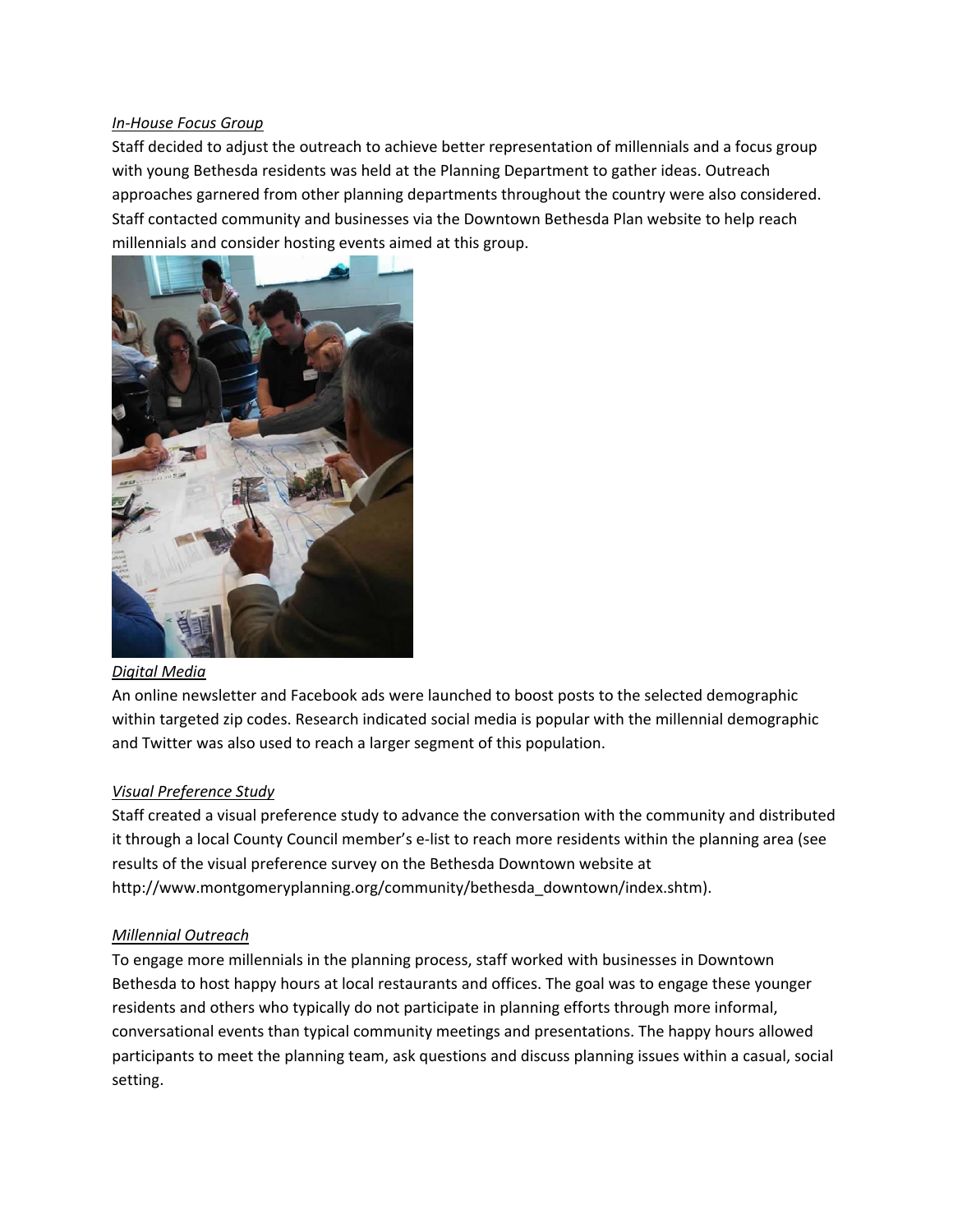*In-House Focus Group*

Staff decided to adjust the outreach to achieve better representation of millennials and a focus group with young Bethesda residents was held at the Planning Department to gather ideas. Outreach approaches garnered from other planning departments throughout the country were also considered. Staff contacted community and businesses via the Downtown Bethesda Plan website to help reach millennials and consider hosting events aimed at this group.

*Digital Media*

An online newsletter and Facebook ads were launched to boost posts to the selected demographic within targeted zip codes. Research indicated social media is popular with the millennial demographic and Twitter was also used to reach a larger segment of this population.

*Visual Preference Study*

Staff created a visual preference study to advance the conversation with the community and distributed it through a local County Council member's e-list to reach more residents within the planning area (see results of the visual preference survey on the Bethesda Downtown website at http://www.montgomeryplanning.org/community/bethesda_downtown/index.shtm).

*Millennial Outreach*

To engage more millennials in the planning process, staff worked with businesses in Downtown Bethesda to host happy hours at local restaurants and offices. The goal was to engage these younger residents and others who typically do not participate in planning efforts through more informal, conversational events than typical community meetings and presentations. The happy hours allowed participants to meet the planning team, ask questions and discuss planning issues within a casual, social setting.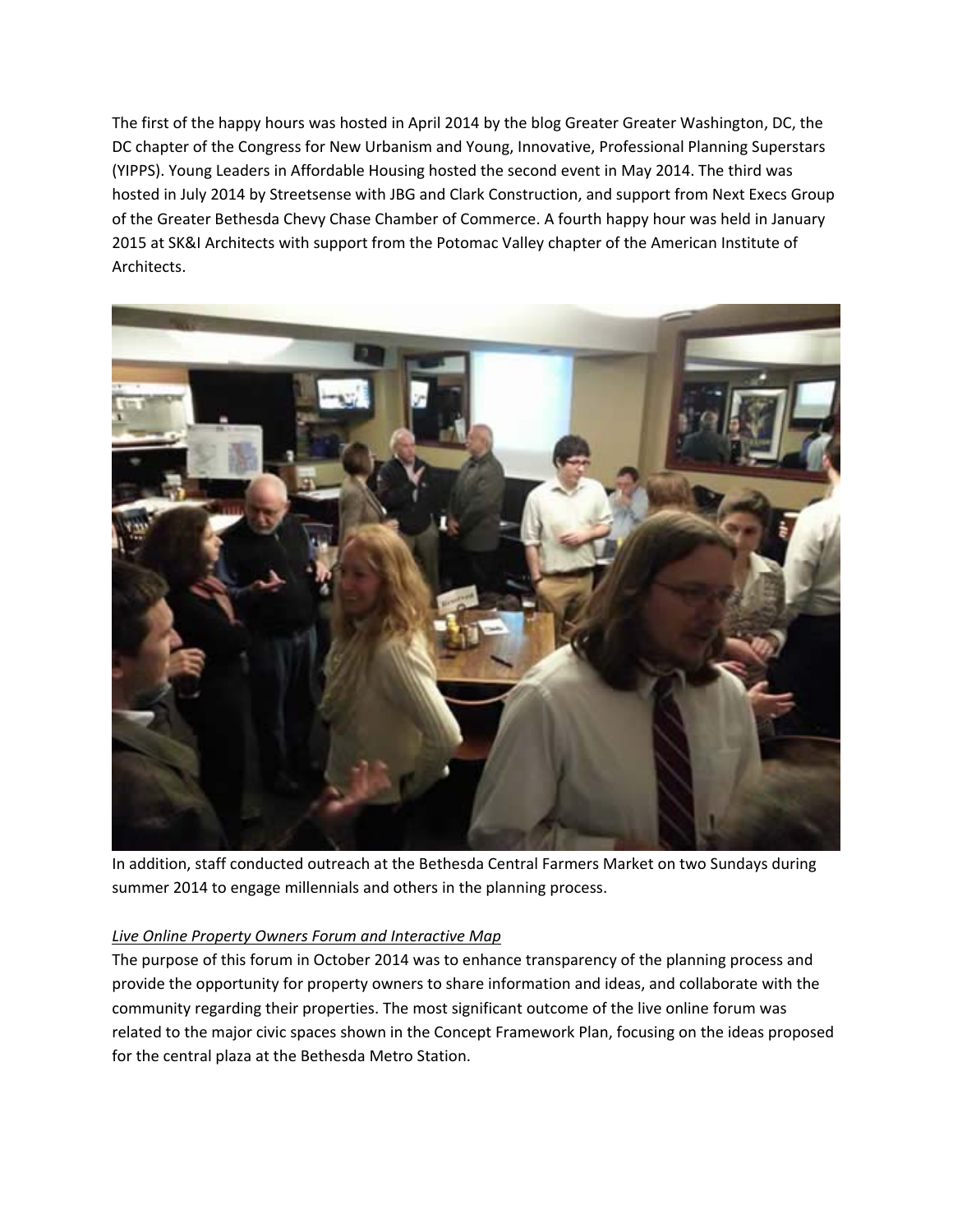The first of the happy hours was hosted in April 2014 by the blog Greater Greater Washington, DC, the DC chapter of the Congress for New Urbanism and Young, Innovative, Professional Planning Superstars (YIPPS). Young Leaders in Affordable Housing hosted the second event in May 2014. The third was hosted in July 2014 by Streetsense with JBG and Clark Construction, and support from Next Execs Group of the Greater Bethesda Chevy Chase Chamber of Commerce. A fourth happy hour was held in January 2015 at SK&I Architects with support from the Potomac Valley chapter of the American Institute of Architects.

In addition, staff conducted outreach at the Bethesda Central Farmers Market on two Sundays during summer 2014 to engage millennials and others in the planning process.

*Live Online Property Owners Forum and Interactive Map*

The purpose of this forum in October 2014 was to enhance transparency of the planning process and provide the opportunity for property owners to share information and ideas, and collaborate with the community regarding their properties. The most significant outcome of the live online forum was related to the major civic spaces shown in the Concept Framework Plan, focusing on the ideas proposed for the central plaza at the Bethesda Metro Station.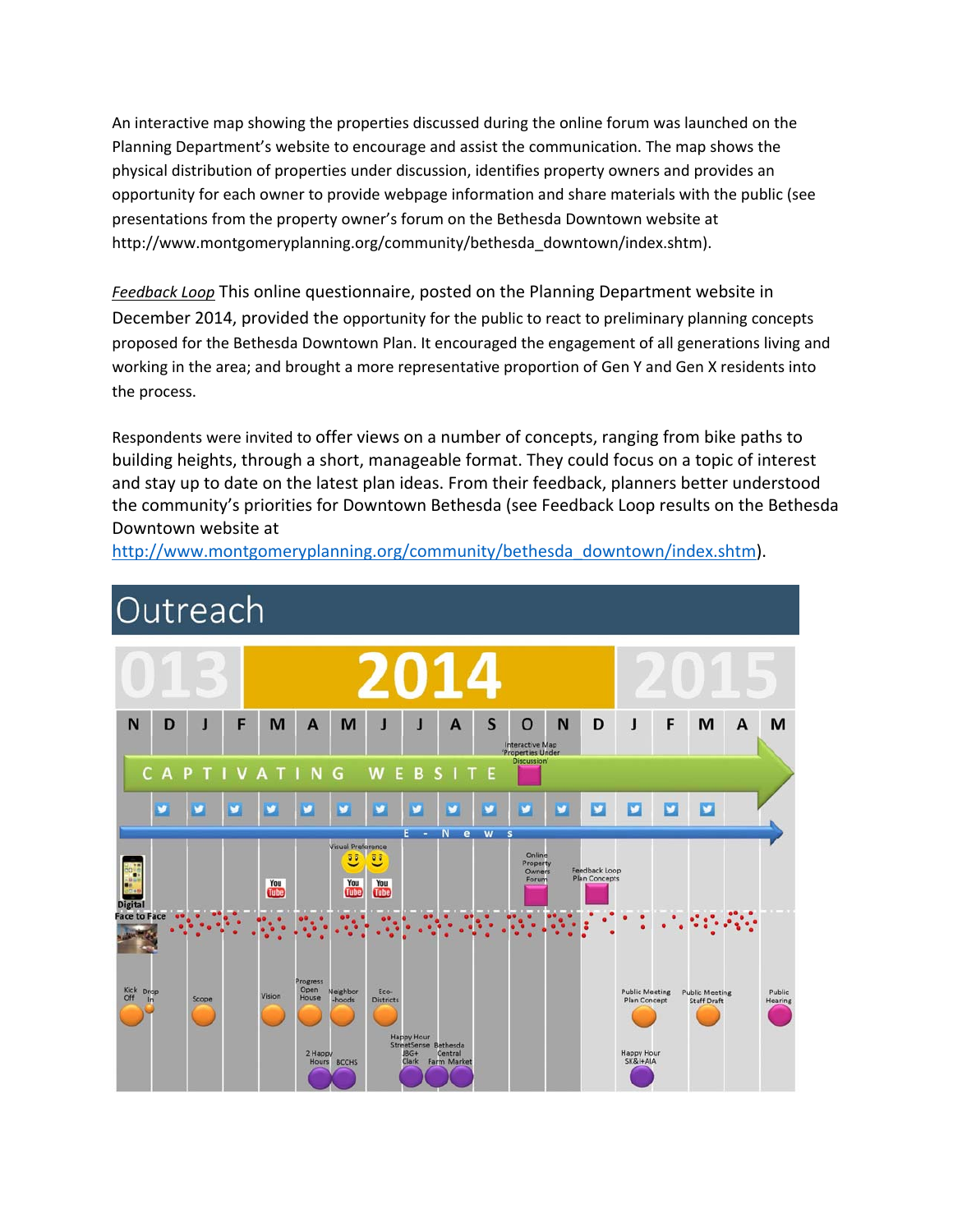An interactive map showing the properties discussed during the online forum was launched on the Planning Department's website to encourage and assist the communication. The map shows the physical distribution of properties under discussion, identifies property owners and provides an opportunity for each owner to provide webpage information and share materials with the public (see presentations from the property owner's forum on the Bethesda Downtown website at http://www.montgomeryplanning.org/community/bethesda_downtown/index.shtm).

*Feedback Loop* This online questionnaire, posted on the Planning Department website in December 2014, provided the opportunity for the public to react to preliminary planning concepts proposed for the Bethesda Downtown Plan. It encouraged the engagement of all generations living and working in the area; and brought a more representative proportion of Gen Y and Gen X residents into the process.

Respondents were invited to offer views on a number of concepts, ranging from bike paths to building heights, through a short, manageable format. They could focus on a topic of interest and stay up to date on the latest plan ideas. From their feedback, planners better understood the community's priorities for Downtown Bethesda (see Feedback Loop results on the Bethesda Downtown website at http://www.montgomeryplanning.org/community/bethesda_downtown/index.shtm).

Outreach

2013
2014
2015

N D J F M A M J J A S O N D J F M A M

CAPTIVATING WEBSITE

Interactive Map 'Properties Under Discussion'

E - News

Visual Preference

Online Property Owners Forum

Feedback Loop Plan Concepts

Digital

Face to Face

Kick Off
Drop In
Scope
Vision
Progress Open House
Neighbor-hoods
Eco-Districts
Public Meeting Plan Concept
Public Meeting Staff Draft
Public Hearing

2 Happy Hours
BCCHS
Happy Hour StreetSense JBG+ Clark
Bethesda Central Farm Market
Happy Hour SK&I+AIA